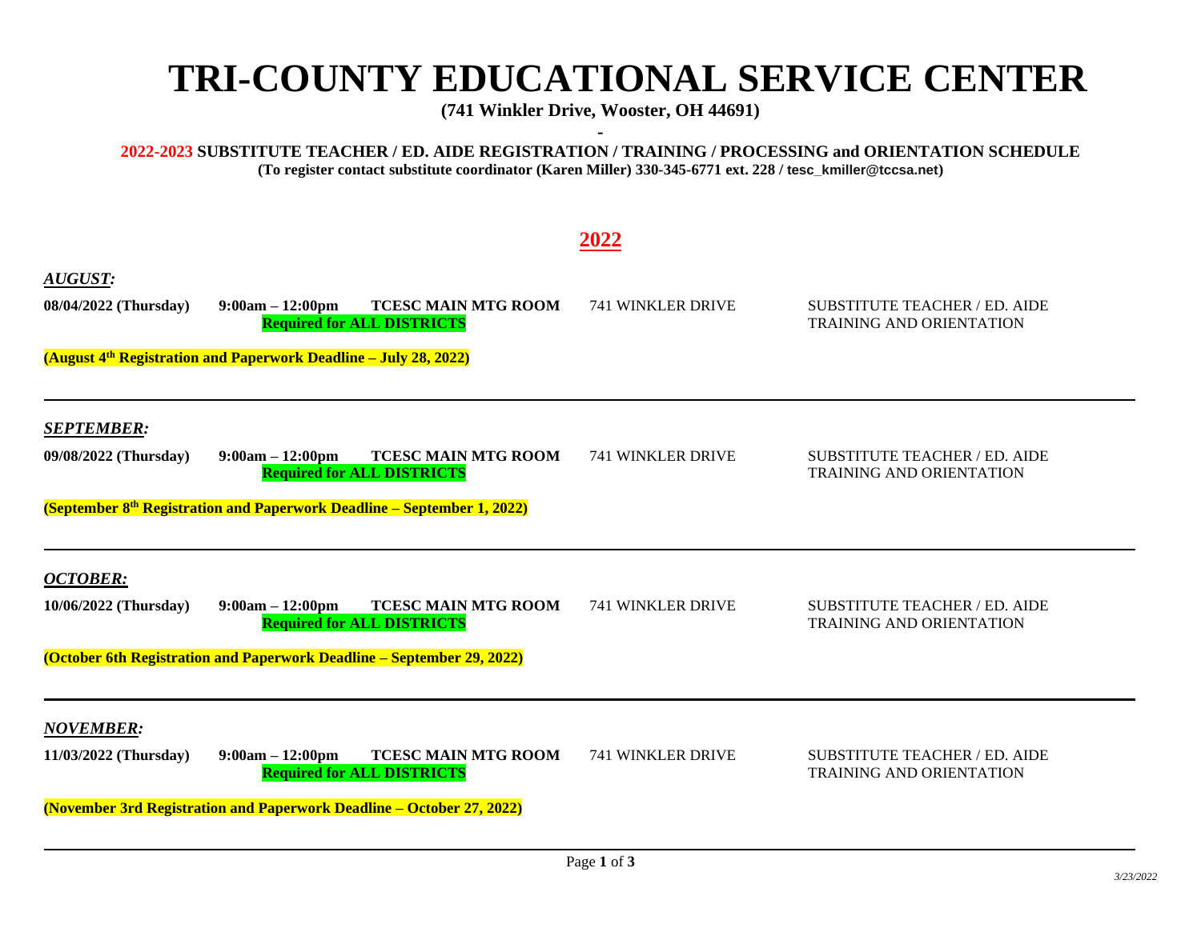# TRI-COUNTY EDUCATIONAL SERVICE CENTER

**(741 Winkler Drive, Wooster, OH 44691)**

-

**2022-2023 SUBSTITUTE TEACHER / ED. AIDE REGISTRATION / TRAINING / PROCESSING and ORIENTATION SCHEDULE**

**(To register contact substitute coordinator (Karen Miller) 330-345-6771 ext. 228 / tesc_kmiller@tccsa.net)**

## 2022

***AUGUST:***

**08/04/2022 (Thursday)** **9:00am – 12:00pm** **TCESC MAIN MTG ROOM** 741 WINKLER DRIVE SUBSTITUTE TEACHER / ED. AIDE TRAINING AND ORIENTATION

**Required for ALL DISTRICTS**

**(August 4th Registration and Paperwork Deadline – July 28, 2022)**

---

***SEPTEMBER:***

**09/08/2022 (Thursday)** **9:00am – 12:00pm** **TCESC MAIN MTG ROOM** 741 WINKLER DRIVE SUBSTITUTE TEACHER / ED. AIDE TRAINING AND ORIENTATION

**Required for ALL DISTRICTS**

**(September 8th Registration and Paperwork Deadline – September 1, 2022)**

---

***OCTOBER:***

**10/06/2022 (Thursday)** **9:00am – 12:00pm** **TCESC MAIN MTG ROOM** 741 WINKLER DRIVE SUBSTITUTE TEACHER / ED. AIDE TRAINING AND ORIENTATION

**Required for ALL DISTRICTS**

**(October 6th Registration and Paperwork Deadline – September 29, 2022)**

---

***NOVEMBER:***

**11/03/2022 (Thursday)** **9:00am – 12:00pm** **TCESC MAIN MTG ROOM** 741 WINKLER DRIVE SUBSTITUTE TEACHER / ED. AIDE TRAINING AND ORIENTATION

**Required for ALL DISTRICTS**

**(November 3rd Registration and Paperwork Deadline – October 27, 2022)**

---

*3/23/2022*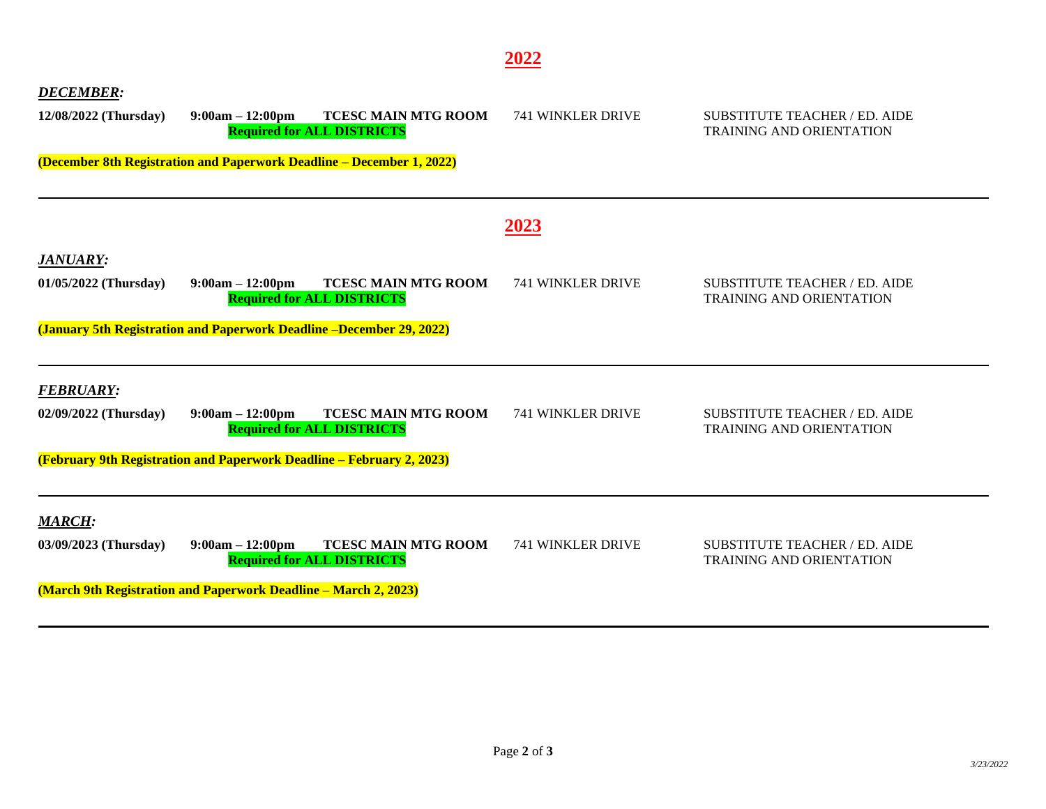## 2022

***DECEMBER:***

**12/08/2022 (Thursday)** **9:00am – 12:00pm** **TCESC MAIN MTG ROOM** 741 WINKLER DRIVE SUBSTITUTE TEACHER / ED. AIDE TRAINING AND ORIENTATION

**Required for ALL DISTRICTS**

**(December 8th Registration and Paperwork Deadline – December 1, 2022)**

---

## 2023

***JANUARY:***

**01/05/2022 (Thursday)** **9:00am – 12:00pm** **TCESC MAIN MTG ROOM** 741 WINKLER DRIVE SUBSTITUTE TEACHER / ED. AIDE TRAINING AND ORIENTATION

**Required for ALL DISTRICTS**

**(January 5th Registration and Paperwork Deadline –December 29, 2022)**

---

***FEBRUARY:***

**02/09/2022 (Thursday)** **9:00am – 12:00pm** **TCESC MAIN MTG ROOM** 741 WINKLER DRIVE SUBSTITUTE TEACHER / ED. AIDE TRAINING AND ORIENTATION

**Required for ALL DISTRICTS**

**(February 9th Registration and Paperwork Deadline – February 2, 2023)**

---

***MARCH:***

**03/09/2023 (Thursday)** **9:00am – 12:00pm** **TCESC MAIN MTG ROOM** 741 WINKLER DRIVE SUBSTITUTE TEACHER / ED. AIDE TRAINING AND ORIENTATION

**Required for ALL DISTRICTS**

**(March 9th Registration and Paperwork Deadline – March 2, 2023)**

---

*3/23/2022*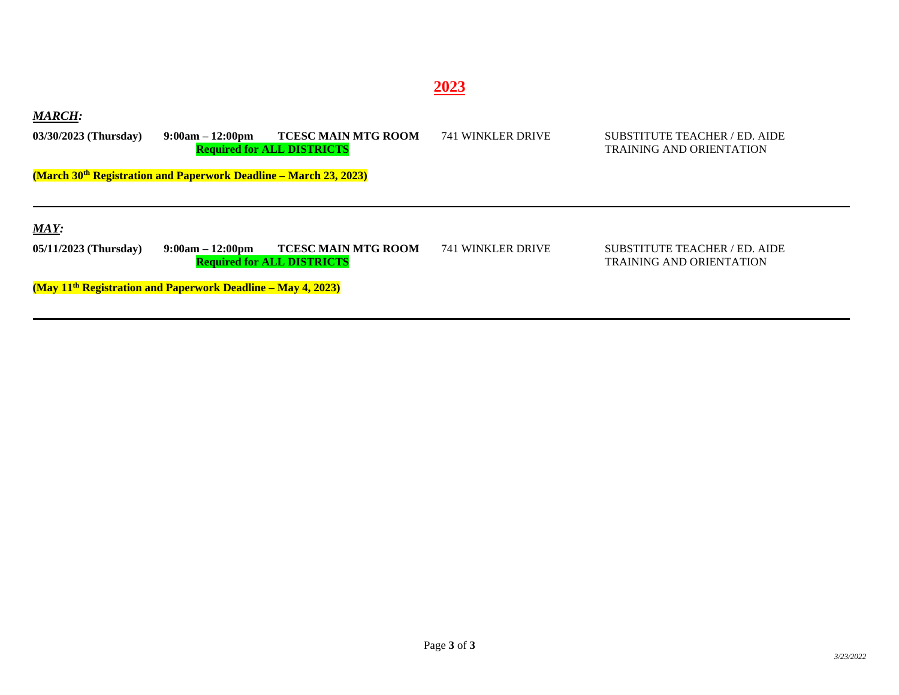# 2023

***MARCH:***

**03/30/2023 (Thursday)** **9:00am – 12:00pm** **TCESC MAIN MTG ROOM** 741 WINKLER DRIVE SUBSTITUTE TEACHER / ED. AIDE TRAINING AND ORIENTATION

**Required for ALL DISTRICTS**

**(March 30th Registration and Paperwork Deadline – March 23, 2023)**

---

***MAY:***

**05/11/2023 (Thursday)** **9:00am – 12:00pm** **TCESC MAIN MTG ROOM** 741 WINKLER DRIVE SUBSTITUTE TEACHER / ED. AIDE TRAINING AND ORIENTATION

**Required for ALL DISTRICTS**

**(May 11th Registration and Paperwork Deadline – May 4, 2023)**

---

*3/23/2022*